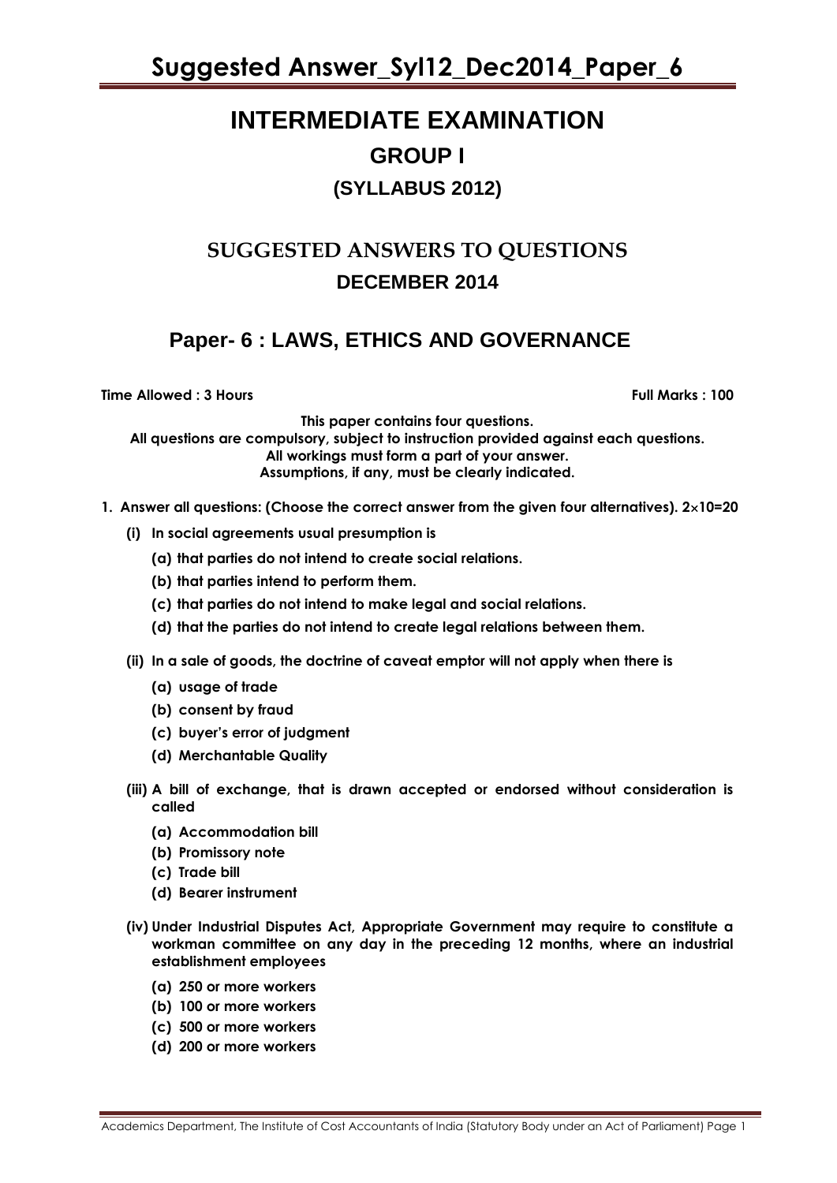# INTERMEDIATE EXAMINATION

## GROUP I

### (SYLLABUS 2012)

## SUGGESTED ANSWERS TO QUESTIONS

### DECEMBER 2014

## Paper- 6 : LAWS, ETHICS AND GOVERNANCE

**Time Allowed : 3 Hours** **Full Marks : 100**

**This paper contains four questions.**
**All questions are compulsory, subject to instruction provided against each questions.**
**All workings must form a part of your answer.**
**Assumptions, if any, must be clearly indicated.**

**1. Answer all questions: (Choose the correct answer from the given four alternatives). 2×10=20**

**(i) In social agreements usual presumption is**

**(a) that parties do not intend to create social relations.**

**(b) that parties intend to perform them.**

**(c) that parties do not intend to make legal and social relations.**

**(d) that the parties do not intend to create legal relations between them.**

**(ii) In a sale of goods, the doctrine of caveat emptor will not apply when there is**

**(a) usage of trade**

**(b) consent by fraud**

**(c) buyer's error of judgment**

**(d) Merchantable Quality**

**(iii) A bill of exchange, that is drawn accepted or endorsed without consideration is called**

**(a) Accommodation bill**

**(b) Promissory note**

**(c) Trade bill**

**(d) Bearer instrument**

**(iv) Under Industrial Disputes Act, Appropriate Government may require to constitute a workman committee on any day in the preceding 12 months, where an industrial establishment employees**

**(a) 250 or more workers**

**(b) 100 or more workers**

**(c) 500 or more workers**

**(d) 200 or more workers**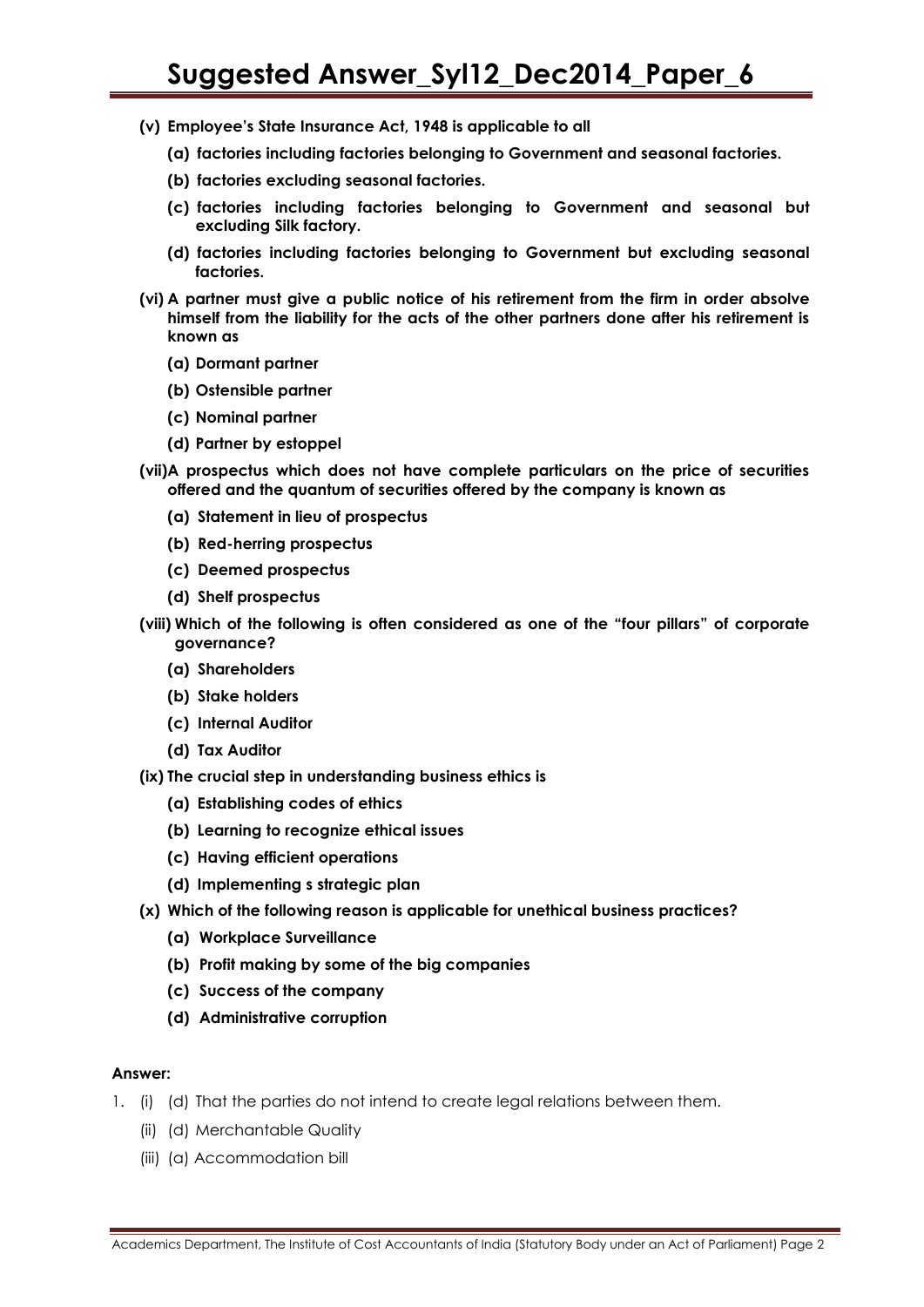**(v) Employee's State Insurance Act, 1948 is applicable to all**

  **(a) factories including factories belonging to Government and seasonal factories.**

  **(b) factories excluding seasonal factories.**

  **(c) factories including factories belonging to Government and seasonal but excluding Silk factory.**

  **(d) factories including factories belonging to Government but excluding seasonal factories.**

**(vi) A partner must give a public notice of his retirement from the firm in order absolve himself from the liability for the acts of the other partners done after his retirement is known as**

  **(a) Dormant partner**

  **(b) Ostensible partner**

  **(c) Nominal partner**

  **(d) Partner by estoppel**

**(vii)A prospectus which does not have complete particulars on the price of securities offered and the quantum of securities offered by the company is known as**

  **(a) Statement in lieu of prospectus**

  **(b) Red-herring prospectus**

  **(c) Deemed prospectus**

  **(d) Shelf prospectus**

**(viii) Which of the following is often considered as one of the "four pillars" of corporate governance?**

  **(a) Shareholders**

  **(b) Stake holders**

  **(c) Internal Auditor**

  **(d) Tax Auditor**

**(ix) The crucial step in understanding business ethics is**

  **(a) Establishing codes of ethics**

  **(b) Learning to recognize ethical issues**

  **(c) Having efficient operations**

  **(d) Implementing s strategic plan**

**(x) Which of the following reason is applicable for unethical business practices?**

  **(a) Workplace Surveillance**

  **(b) Profit making by some of the big companies**

  **(c) Success of the company**

  **(d) Administrative corruption**

**Answer:**

1. (i) (d) That the parties do not intend to create legal relations between them.

   (ii) (d) Merchantable Quality

   (iii) (a) Accommodation bill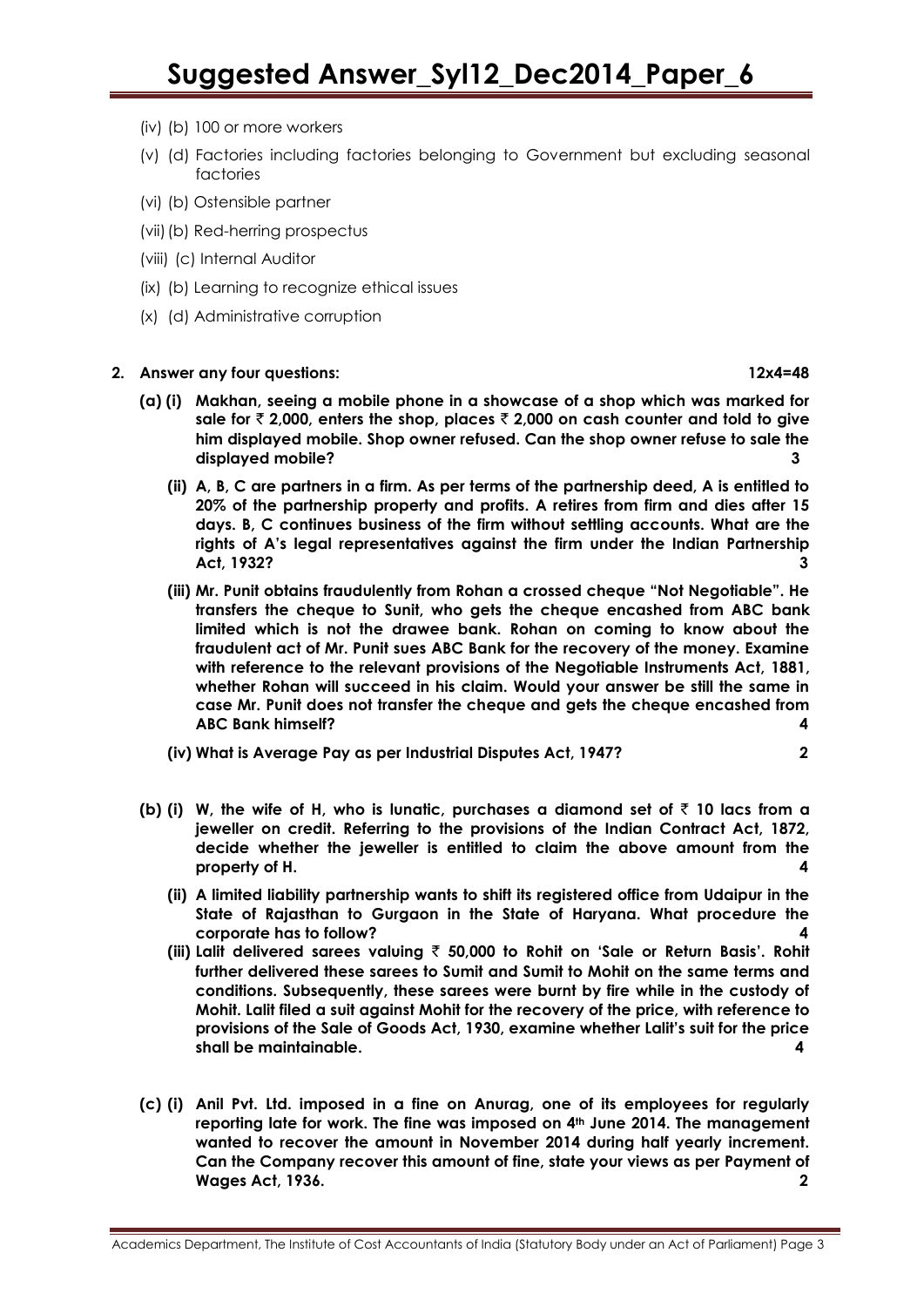(iv) (b) 100 or more workers

(v) (d) Factories including factories belonging to Government but excluding seasonal factories

(vi) (b) Ostensible partner

(vii) (b) Red-herring prospectus

(viii) (c) Internal Auditor

(ix) (b) Learning to recognize ethical issues

(x) (d) Administrative corruption

**2. Answer any four questions: 12x4=48**

**(a) (i) Makhan, seeing a mobile phone in a showcase of a shop which was marked for sale for ₹ 2,000, enters the shop, places ₹ 2,000 on cash counter and told to give him displayed mobile. Shop owner refused. Can the shop owner refuse to sale the displayed mobile? 3**

**(ii) A, B, C are partners in a firm. As per terms of the partnership deed, A is entitled to 20% of the partnership property and profits. A retires from firm and dies after 15 days. B, C continues business of the firm without settling accounts. What are the rights of A's legal representatives against the firm under the Indian Partnership Act, 1932? 3**

**(iii) Mr. Punit obtains fraudulently from Rohan a crossed cheque "Not Negotiable". He transfers the cheque to Sunit, who gets the cheque encashed from ABC bank limited which is not the drawee bank. Rohan on coming to know about the fraudulent act of Mr. Punit sues ABC Bank for the recovery of the money. Examine with reference to the relevant provisions of the Negotiable Instruments Act, 1881, whether Rohan will succeed in his claim. Would your answer be still the same in case Mr. Punit does not transfer the cheque and gets the cheque encashed from ABC Bank himself? 4**

**(iv) What is Average Pay as per Industrial Disputes Act, 1947? 2**

**(b) (i) W, the wife of H, who is lunatic, purchases a diamond set of ₹ 10 lacs from a jeweller on credit. Referring to the provisions of the Indian Contract Act, 1872, decide whether the jeweller is entitled to claim the above amount from the property of H. 4**

**(ii) A limited liability partnership wants to shift its registered office from Udaipur in the State of Rajasthan to Gurgaon in the State of Haryana. What procedure the corporate has to follow? 4**

**(iii) Lalit delivered sarees valuing ₹ 50,000 to Rohit on 'Sale or Return Basis'. Rohit further delivered these sarees to Sumit and Sumit to Mohit on the same terms and conditions. Subsequently, these sarees were burnt by fire while in the custody of Mohit. Lalit filed a suit against Mohit for the recovery of the price, with reference to provisions of the Sale of Goods Act, 1930, examine whether Lalit's suit for the price shall be maintainable. 4**

**(c) (i) Anil Pvt. Ltd. imposed in a fine on Anurag, one of its employees for regularly reporting late for work. The fine was imposed on 4th June 2014. The management wanted to recover the amount in November 2014 during half yearly increment. Can the Company recover this amount of fine, state your views as per Payment of Wages Act, 1936. 2**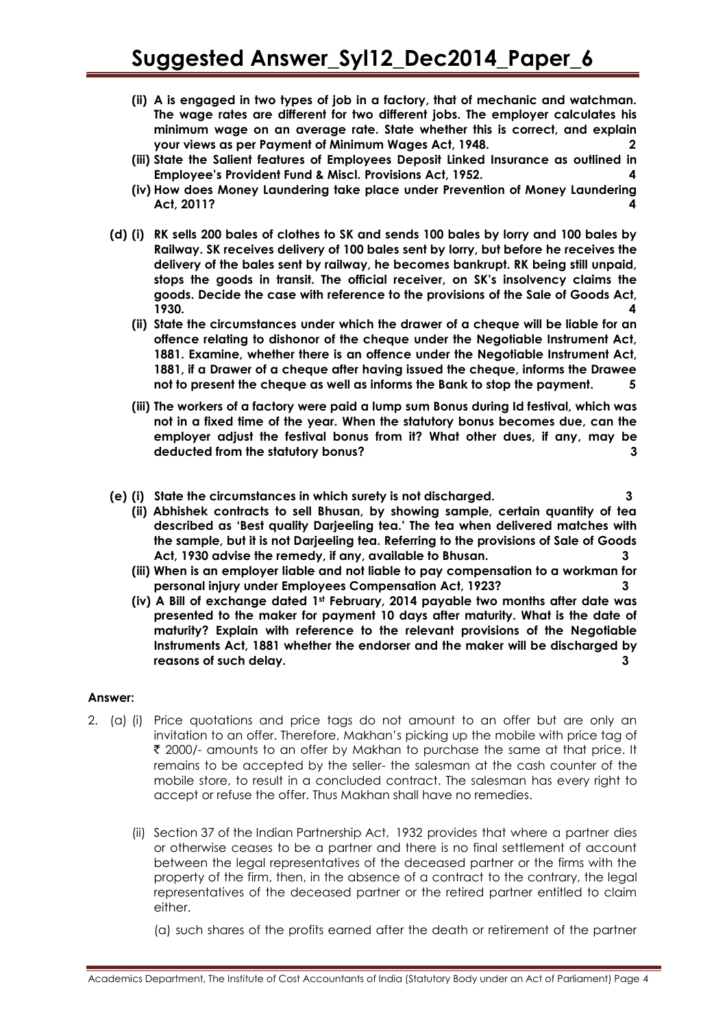**(ii) A is engaged in two types of job in a factory, that of mechanic and watchman. The wage rates are different for two different jobs. The employer calculates his minimum wage on an average rate. State whether this is correct, and explain your views as per Payment of Minimum Wages Act, 1948. 2**

**(iii) State the Salient features of Employees Deposit Linked Insurance as outlined in Employee's Provident Fund & Miscl. Provisions Act, 1952. 4**

**(iv) How does Money Laundering take place under Prevention of Money Laundering Act, 2011? 4**

**(d) (i) RK sells 200 bales of clothes to SK and sends 100 bales by lorry and 100 bales by Railway. SK receives delivery of 100 bales sent by lorry, but before he receives the delivery of the bales sent by railway, he becomes bankrupt. RK being still unpaid, stops the goods in transit. The official receiver, on SK's insolvency claims the goods. Decide the case with reference to the provisions of the Sale of Goods Act, 1930. 4**

**(ii) State the circumstances under which the drawer of a cheque will be liable for an offence relating to dishonor of the cheque under the Negotiable Instrument Act, 1881. Examine, whether there is an offence under the Negotiable Instrument Act, 1881, if a Drawer of a cheque after having issued the cheque, informs the Drawee not to present the cheque as well as informs the Bank to stop the payment. 5**

**(iii) The workers of a factory were paid a lump sum Bonus during Id festival, which was not in a fixed time of the year. When the statutory bonus becomes due, can the employer adjust the festival bonus from it? What other dues, if any, may be deducted from the statutory bonus? 3**

**(e) (i) State the circumstances in which surety is not discharged. 3**

**(ii) Abhishek contracts to sell Bhusan, by showing sample, certain quantity of tea described as 'Best quality Darjeeling tea.' The tea when delivered matches with the sample, but it is not Darjeeling tea. Referring to the provisions of Sale of Goods Act, 1930 advise the remedy, if any, available to Bhusan. 3**

**(iii) When is an employer liable and not liable to pay compensation to a workman for personal injury under Employees Compensation Act, 1923? 3**

**(iv) A Bill of exchange dated 1st February, 2014 payable two months after date was presented to the maker for payment 10 days after maturity. What is the date of maturity? Explain with reference to the relevant provisions of the Negotiable Instruments Act, 1881 whether the endorser and the maker will be discharged by reasons of such delay. 3**

**Answer:**

2. (a) (i) Price quotations and price tags do not amount to an offer but are only an invitation to an offer. Therefore, Makhan's picking up the mobile with price tag of ₹ 2000/- amounts to an offer by Makhan to purchase the same at that price. It remains to be accepted by the seller- the salesman at the cash counter of the mobile store, to result in a concluded contract. The salesman has every right to accept or refuse the offer. Thus Makhan shall have no remedies.

(ii) Section 37 of the Indian Partnership Act, 1932 provides that where a partner dies or otherwise ceases to be a partner and there is no final settlement of account between the legal representatives of the deceased partner or the firms with the property of the firm, then, in the absence of a contract to the contrary, the legal representatives of the deceased partner or the retired partner entitled to claim either.

(a) such shares of the profits earned after the death or retirement of the partner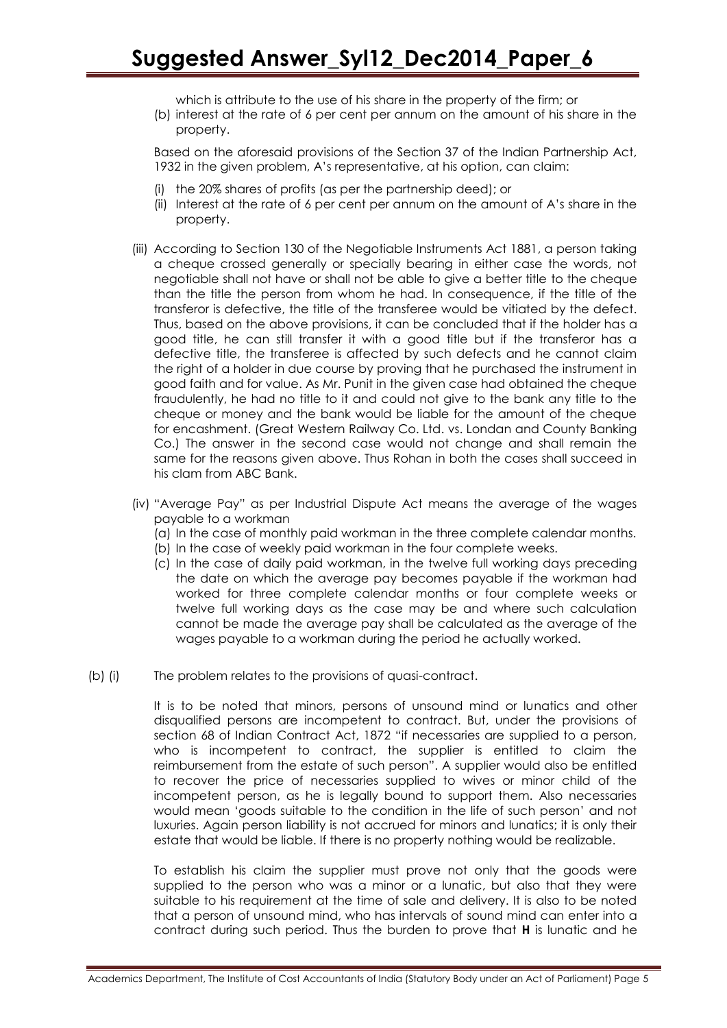which is attribute to the use of his share in the property of the firm; or

(b) interest at the rate of 6 per cent per annum on the amount of his share in the property.

Based on the aforesaid provisions of the Section 37 of the Indian Partnership Act, 1932 in the given problem, A's representative, at his option, can claim:

(i) the 20% shares of profits (as per the partnership deed); or
(ii) Interest at the rate of 6 per cent per annum on the amount of A's share in the property.

(iii) According to Section 130 of the Negotiable Instruments Act 1881, a person taking a cheque crossed generally or specially bearing in either case the words, not negotiable shall not have or shall not be able to give a better title to the cheque than the title the person from whom he had. In consequence, if the title of the transferor is defective, the title of the transferee would be vitiated by the defect. Thus, based on the above provisions, it can be concluded that if the holder has a good title, he can still transfer it with a good title but if the transferor has a defective title, the transferee is affected by such defects and he cannot claim the right of a holder in due course by proving that he purchased the instrument in good faith and for value. As Mr. Punit in the given case had obtained the cheque fraudulently, he had no title to it and could not give to the bank any title to the cheque or money and the bank would be liable for the amount of the cheque for encashment. (Great Western Railway Co. Ltd. vs. Londan and County Banking Co.) The answer in the second case would not change and shall remain the same for the reasons given above. Thus Rohan in both the cases shall succeed in his clam from ABC Bank.

(iv) "Average Pay" as per Industrial Dispute Act means the average of the wages payable to a workman
   (a) In the case of monthly paid workman in the three complete calendar months.
   (b) In the case of weekly paid workman in the four complete weeks.
   (c) In the case of daily paid workman, in the twelve full working days preceding the date on which the average pay becomes payable if the workman had worked for three complete calendar months or four complete weeks or twelve full working days as the case may be and where such calculation cannot be made the average pay shall be calculated as the average of the wages payable to a workman during the period he actually worked.

(b) (i) The problem relates to the provisions of quasi-contract.

It is to be noted that minors, persons of unsound mind or lunatics and other disqualified persons are incompetent to contract. But, under the provisions of section 68 of Indian Contract Act, 1872 "if necessaries are supplied to a person, who is incompetent to contract, the supplier is entitled to claim the reimbursement from the estate of such person". A supplier would also be entitled to recover the price of necessaries supplied to wives or minor child of the incompetent person, as he is legally bound to support them. Also necessaries would mean 'goods suitable to the condition in the life of such person' and not luxuries. Again person liability is not accrued for minors and lunatics; it is only their estate that would be liable. If there is no property nothing would be realizable.

To establish his claim the supplier must prove not only that the goods were supplied to the person who was a minor or a lunatic, but also that they were suitable to his requirement at the time of sale and delivery. It is also to be noted that a person of unsound mind, who has intervals of sound mind can enter into a contract during such period. Thus the burden to prove that **H** is lunatic and he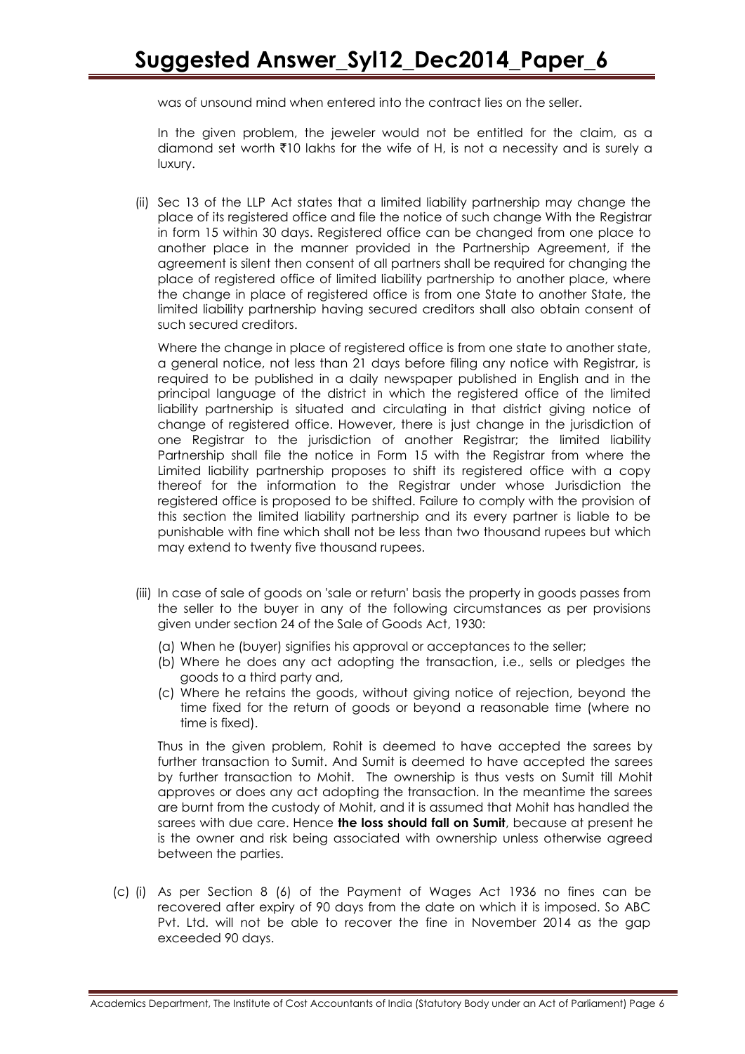was of unsound mind when entered into the contract lies on the seller.

In the given problem, the jeweler would not be entitled for the claim, as a diamond set worth ₹10 lakhs for the wife of H, is not a necessity and is surely a luxury.

(ii) Sec 13 of the LLP Act states that a limited liability partnership may change the place of its registered office and file the notice of such change With the Registrar in form 15 within 30 days. Registered office can be changed from one place to another place in the manner provided in the Partnership Agreement, if the agreement is silent then consent of all partners shall be required for changing the place of registered office of limited liability partnership to another place, where the change in place of registered office is from one State to another State, the limited liability partnership having secured creditors shall also obtain consent of such secured creditors.

Where the change in place of registered office is from one state to another state, a general notice, not less than 21 days before filing any notice with Registrar, is required to be published in a daily newspaper published in English and in the principal language of the district in which the registered office of the limited liability partnership is situated and circulating in that district giving notice of change of registered office. However, there is just change in the jurisdiction of one Registrar to the jurisdiction of another Registrar; the limited liability Partnership shall file the notice in Form 15 with the Registrar from where the Limited liability partnership proposes to shift its registered office with a copy thereof for the information to the Registrar under whose Jurisdiction the registered office is proposed to be shifted. Failure to comply with the provision of this section the limited liability partnership and its every partner is liable to be punishable with fine which shall not be less than two thousand rupees but which may extend to twenty five thousand rupees.

(iii) In case of sale of goods on 'sale or return' basis the property in goods passes from the seller to the buyer in any of the following circumstances as per provisions given under section 24 of the Sale of Goods Act, 1930:

(a) When he (buyer) signifies his approval or acceptances to the seller;
(b) Where he does any act adopting the transaction, i.e., sells or pledges the goods to a third party and,
(c) Where he retains the goods, without giving notice of rejection, beyond the time fixed for the return of goods or beyond a reasonable time (where no time is fixed).

Thus in the given problem, Rohit is deemed to have accepted the sarees by further transaction to Sumit. And Sumit is deemed to have accepted the sarees by further transaction to Mohit. The ownership is thus vests on Sumit till Mohit approves or does any act adopting the transaction. In the meantime the sarees are burnt from the custody of Mohit, and it is assumed that Mohit has handled the sarees with due care. Hence **the loss should fall on Sumit**, because at present he is the owner and risk being associated with ownership unless otherwise agreed between the parties.

(c) (i) As per Section 8 (6) of the Payment of Wages Act 1936 no fines can be recovered after expiry of 90 days from the date on which it is imposed. So ABC Pvt. Ltd. will not be able to recover the fine in November 2014 as the gap exceeded 90 days.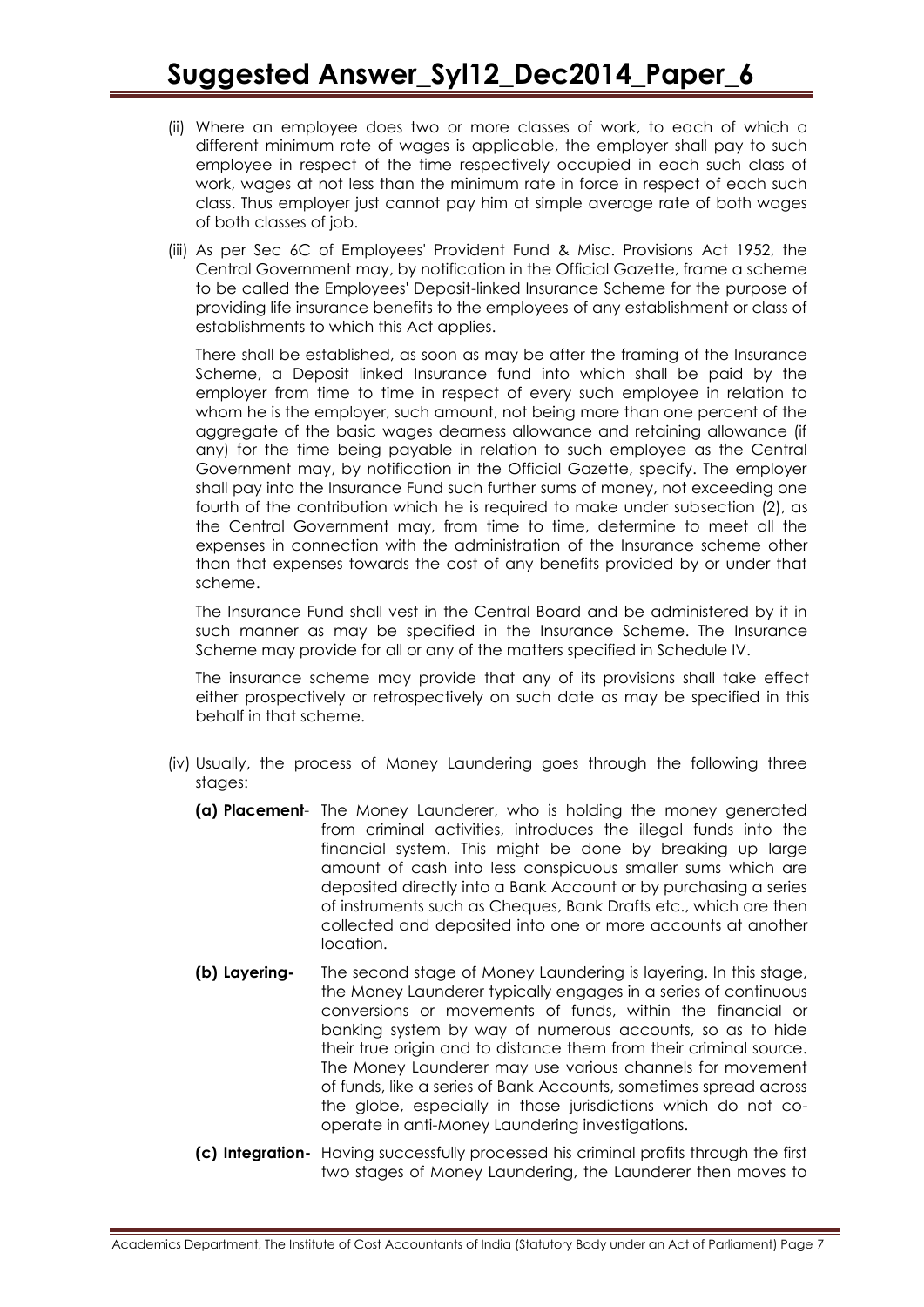(ii) Where an employee does two or more classes of work, to each of which a different minimum rate of wages is applicable, the employer shall pay to such employee in respect of the time respectively occupied in each such class of work, wages at not less than the minimum rate in force in respect of each such class. Thus employer just cannot pay him at simple average rate of both wages of both classes of job.

(iii) As per Sec 6C of Employees' Provident Fund & Misc. Provisions Act 1952, the Central Government may, by notification in the Official Gazette, frame a scheme to be called the Employees' Deposit-linked Insurance Scheme for the purpose of providing life insurance benefits to the employees of any establishment or class of establishments to which this Act applies.

There shall be established, as soon as may be after the framing of the Insurance Scheme, a Deposit linked Insurance fund into which shall be paid by the employer from time to time in respect of every such employee in relation to whom he is the employer, such amount, not being more than one percent of the aggregate of the basic wages dearness allowance and retaining allowance (if any) for the time being payable in relation to such employee as the Central Government may, by notification in the Official Gazette, specify. The employer shall pay into the Insurance Fund such further sums of money, not exceeding one fourth of the contribution which he is required to make under subsection (2), as the Central Government may, from time to time, determine to meet all the expenses in connection with the administration of the Insurance scheme other than that expenses towards the cost of any benefits provided by or under that scheme.

The Insurance Fund shall vest in the Central Board and be administered by it in such manner as may be specified in the Insurance Scheme. The Insurance Scheme may provide for all or any of the matters specified in Schedule IV.

The insurance scheme may provide that any of its provisions shall take effect either prospectively or retrospectively on such date as may be specified in this behalf in that scheme.

(iv) Usually, the process of Money Laundering goes through the following three stages:

**(a) Placement**- The Money Launderer, who is holding the money generated from criminal activities, introduces the illegal funds into the financial system. This might be done by breaking up large amount of cash into less conspicuous smaller sums which are deposited directly into a Bank Account or by purchasing a series of instruments such as Cheques, Bank Drafts etc., which are then collected and deposited into one or more accounts at another location.

**(b) Layering-** The second stage of Money Laundering is layering. In this stage, the Money Launderer typically engages in a series of continuous conversions or movements of funds, within the financial or banking system by way of numerous accounts, so as to hide their true origin and to distance them from their criminal source. The Money Launderer may use various channels for movement of funds, like a series of Bank Accounts, sometimes spread across the globe, especially in those jurisdictions which do not co-operate in anti-Money Laundering investigations.

**(c) Integration-** Having successfully processed his criminal profits through the first two stages of Money Laundering, the Launderer then moves to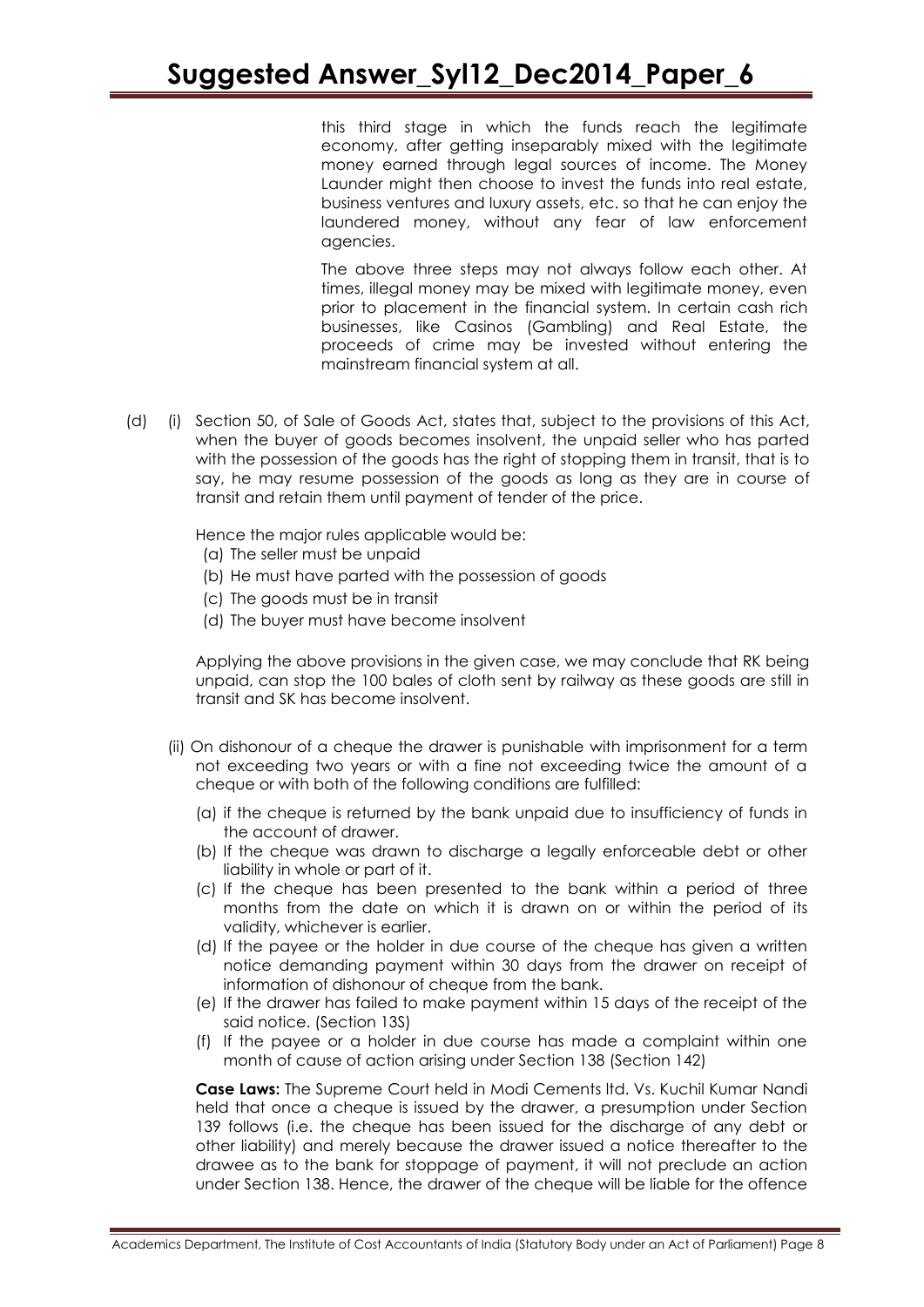this third stage in which the funds reach the legitimate economy, after getting inseparably mixed with the legitimate money earned through legal sources of income. The Money Launder might then choose to invest the funds into real estate, business ventures and luxury assets, etc. so that he can enjoy the laundered money, without any fear of law enforcement agencies.

The above three steps may not always follow each other. At times, illegal money may be mixed with legitimate money, even prior to placement in the financial system. In certain cash rich businesses, like Casinos (Gambling) and Real Estate, the proceeds of crime may be invested without entering the mainstream financial system at all.

(d) (i) Section 50, of Sale of Goods Act, states that, subject to the provisions of this Act, when the buyer of goods becomes insolvent, the unpaid seller who has parted with the possession of the goods has the right of stopping them in transit, that is to say, he may resume possession of the goods as long as they are in course of transit and retain them until payment of tender of the price.

Hence the major rules applicable would be:

(a) The seller must be unpaid
(b) He must have parted with the possession of goods
(c) The goods must be in transit
(d) The buyer must have become insolvent

Applying the above provisions in the given case, we may conclude that RK being unpaid, can stop the 100 bales of cloth sent by railway as these goods are still in transit and SK has become insolvent.

(ii) On dishonour of a cheque the drawer is punishable with imprisonment for a term not exceeding two years or with a fine not exceeding twice the amount of a cheque or with both of the following conditions are fulfilled:

(a) if the cheque is returned by the bank unpaid due to insufficiency of funds in the account of drawer.
(b) If the cheque was drawn to discharge a legally enforceable debt or other liability in whole or part of it.
(c) If the cheque has been presented to the bank within a period of three months from the date on which it is drawn on or within the period of its validity, whichever is earlier.
(d) If the payee or the holder in due course of the cheque has given a written notice demanding payment within 30 days from the drawer on receipt of information of dishonour of cheque from the bank.
(e) If the drawer has failed to make payment within 15 days of the receipt of the said notice. (Section 13S)
(f) If the payee or a holder in due course has made a complaint within one month of cause of action arising under Section 138 (Section 142)

**Case Laws:** The Supreme Court held in Modi Cements ltd. Vs. Kuchil Kumar Nandi held that once a cheque is issued by the drawer, a presumption under Section 139 follows (i.e. the cheque has been issued for the discharge of any debt or other liability) and merely because the drawer issued a notice thereafter to the drawee as to the bank for stoppage of payment, it will not preclude an action under Section 138. Hence, the drawer of the cheque will be liable for the offence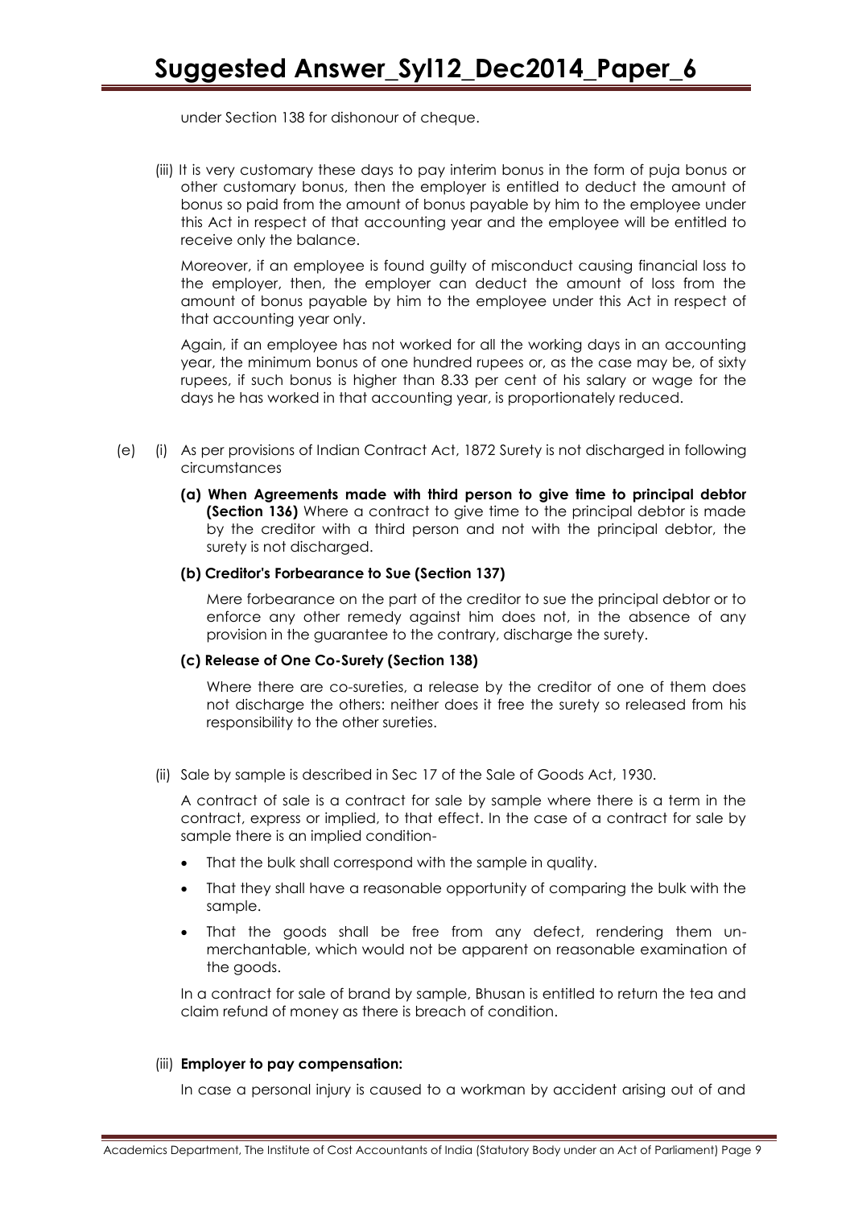under Section 138 for dishonour of cheque.

(iii) It is very customary these days to pay interim bonus in the form of puja bonus or other customary bonus, then the employer is entitled to deduct the amount of bonus so paid from the amount of bonus payable by him to the employee under this Act in respect of that accounting year and the employee will be entitled to receive only the balance.

Moreover, if an employee is found guilty of misconduct causing financial loss to the employer, then, the employer can deduct the amount of loss from the amount of bonus payable by him to the employee under this Act in respect of that accounting year only.

Again, if an employee has not worked for all the working days in an accounting year, the minimum bonus of one hundred rupees or, as the case may be, of sixty rupees, if such bonus is higher than 8.33 per cent of his salary or wage for the days he has worked in that accounting year, is proportionately reduced.

(e) (i) As per provisions of Indian Contract Act, 1872 Surety is not discharged in following circumstances

**(a) When Agreements made with third person to give time to principal debtor (Section 136)** Where a contract to give time to the principal debtor is made by the creditor with a third person and not with the principal debtor, the surety is not discharged.

**(b) Creditor's Forbearance to Sue (Section 137)**

Mere forbearance on the part of the creditor to sue the principal debtor or to enforce any other remedy against him does not, in the absence of any provision in the guarantee to the contrary, discharge the surety.

**(c) Release of One Co-Surety (Section 138)**

Where there are co-sureties, a release by the creditor of one of them does not discharge the others: neither does it free the surety so released from his responsibility to the other sureties.

(ii) Sale by sample is described in Sec 17 of the Sale of Goods Act, 1930.

A contract of sale is a contract for sale by sample where there is a term in the contract, express or implied, to that effect. In the case of a contract for sale by sample there is an implied condition-

- That the bulk shall correspond with the sample in quality.
- That they shall have a reasonable opportunity of comparing the bulk with the sample.
- That the goods shall be free from any defect, rendering them un-merchantable, which would not be apparent on reasonable examination of the goods.

In a contract for sale of brand by sample, Bhusan is entitled to return the tea and claim refund of money as there is breach of condition.

(iii) **Employer to pay compensation:**

In case a personal injury is caused to a workman by accident arising out of and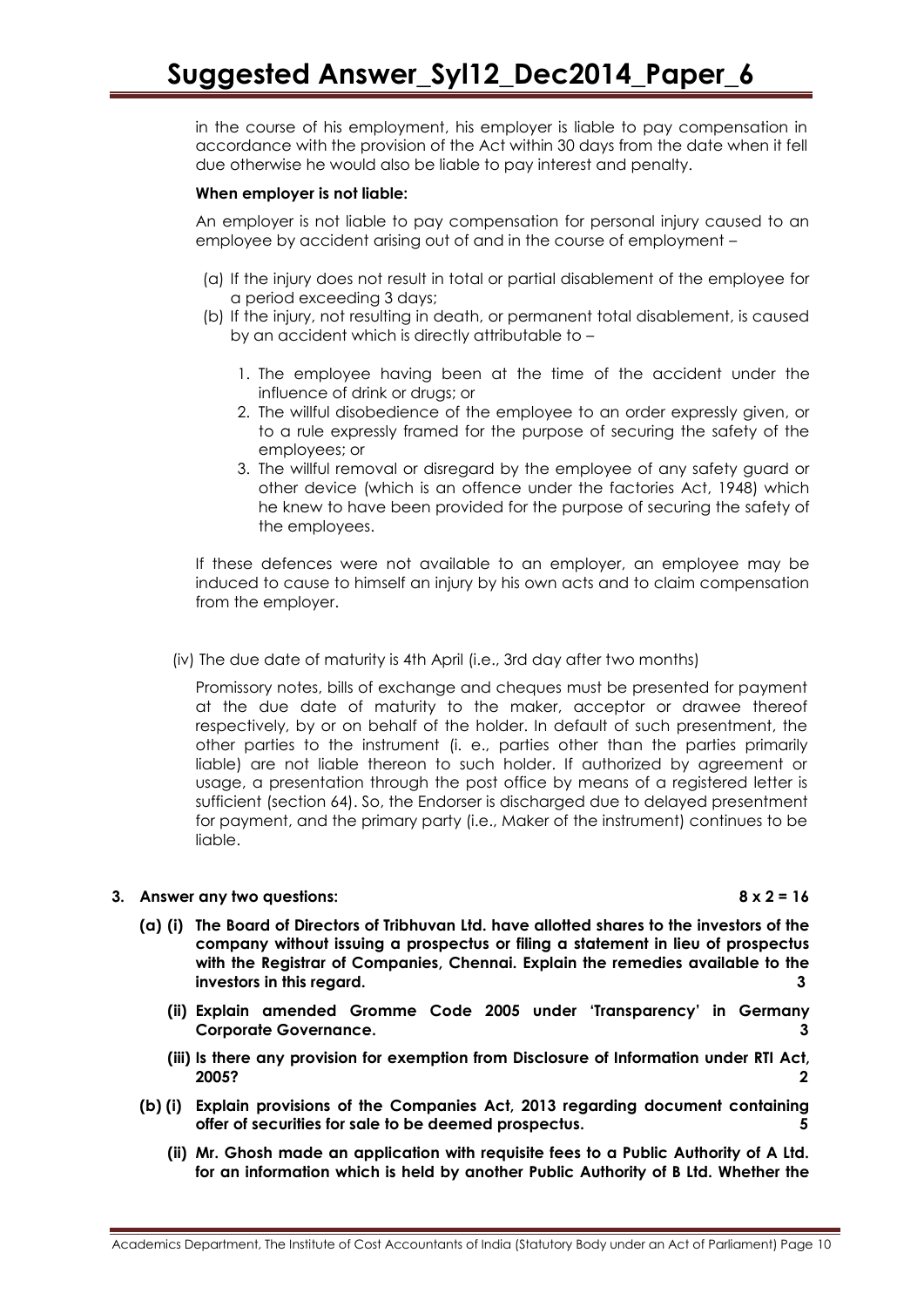in the course of his employment, his employer is liable to pay compensation in accordance with the provision of the Act within 30 days from the date when it fell due otherwise he would also be liable to pay interest and penalty.

**When employer is not liable:**

An employer is not liable to pay compensation for personal injury caused to an employee by accident arising out of and in the course of employment –

(a) If the injury does not result in total or partial disablement of the employee for a period exceeding 3 days;

(b) If the injury, not resulting in death, or permanent total disablement, is caused by an accident which is directly attributable to –

1. The employee having been at the time of the accident under the influence of drink or drugs; or
2. The willful disobedience of the employee to an order expressly given, or to a rule expressly framed for the purpose of securing the safety of the employees; or
3. The willful removal or disregard by the employee of any safety guard or other device (which is an offence under the factories Act, 1948) which he knew to have been provided for the purpose of securing the safety of the employees.

If these defences were not available to an employer, an employee may be induced to cause to himself an injury by his own acts and to claim compensation from the employer.

(iv) The due date of maturity is 4th April (i.e., 3rd day after two months)

Promissory notes, bills of exchange and cheques must be presented for payment at the due date of maturity to the maker, acceptor or drawee thereof respectively, by or on behalf of the holder. In default of such presentment, the other parties to the instrument (i. e., parties other than the parties primarily liable) are not liable thereon to such holder. If authorized by agreement or usage, a presentation through the post office by means of a registered letter is sufficient (section 64). So, the Endorser is discharged due to delayed presentment for payment, and the primary party (i.e., Maker of the instrument) continues to be liable.

**3. Answer any two questions: 8 x 2 = 16**

**(a) (i) The Board of Directors of Tribhuvan Ltd. have allotted shares to the investors of the company without issuing a prospectus or filing a statement in lieu of prospectus with the Registrar of Companies, Chennai. Explain the remedies available to the investors in this regard. 3**

**(ii) Explain amended Gromme Code 2005 under 'Transparency' in Germany Corporate Governance. 3**

**(iii) Is there any provision for exemption from Disclosure of Information under RTI Act, 2005? 2**

**(b) (i) Explain provisions of the Companies Act, 2013 regarding document containing offer of securities for sale to be deemed prospectus. 5**

**(ii) Mr. Ghosh made an application with requisite fees to a Public Authority of A Ltd. for an information which is held by another Public Authority of B Ltd. Whether the**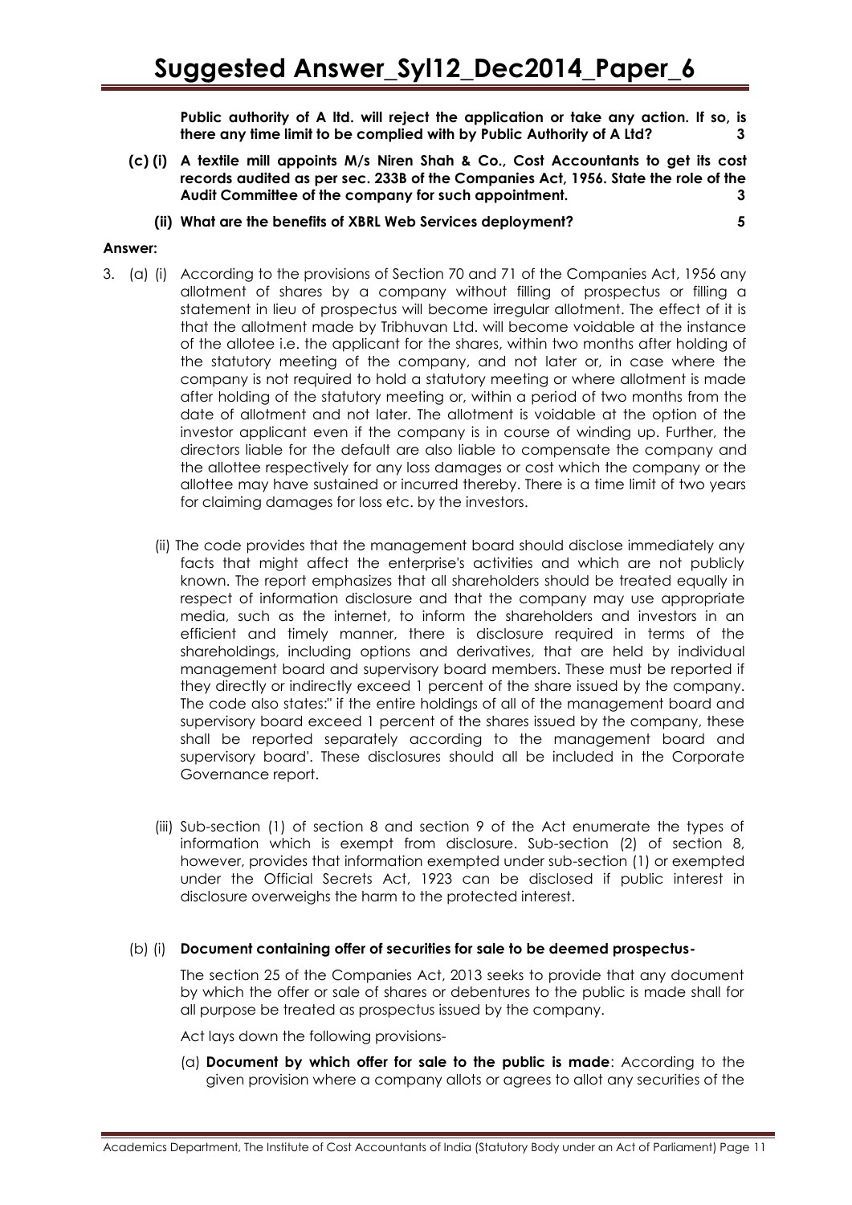**Public authority of A ltd. will reject the application or take any action. If so, is there any time limit to be complied with by Public Authority of A Ltd? 3**

**(c) (i) A textile mill appoints M/s Niren Shah & Co., Cost Accountants to get its cost records audited as per sec. 233B of the Companies Act, 1956. State the role of the Audit Committee of the company for such appointment. 3**

**(ii) What are the benefits of XBRL Web Services deployment? 5**

**Answer:**

3. (a) (i) According to the provisions of Section 70 and 71 of the Companies Act, 1956 any allotment of shares by a company without filling of prospectus or filling a statement in lieu of prospectus will become irregular allotment. The effect of it is that the allotment made by Tribhuvan Ltd. will become voidable at the instance of the allotee i.e. the applicant for the shares, within two months after holding of the statutory meeting of the company, and not later or, in case where the company is not required to hold a statutory meeting or where allotment is made after holding of the statutory meeting or, within a period of two months from the date of allotment and not later. The allotment is voidable at the option of the investor applicant even if the company is in course of winding up. Further, the directors liable for the default are also liable to compensate the company and the allottee respectively for any loss damages or cost which the company or the allottee may have sustained or incurred thereby. There is a time limit of two years for claiming damages for loss etc. by the investors.

(ii) The code provides that the management board should disclose immediately any facts that might affect the enterprise's activities and which are not publicly known. The report emphasizes that all shareholders should be treated equally in respect of information disclosure and that the company may use appropriate media, such as the internet, to inform the shareholders and investors in an efficient and timely manner, there is disclosure required in terms of the shareholdings, including options and derivatives, that are held by individual management board and supervisory board members. These must be reported if they directly or indirectly exceed 1 percent of the share issued by the company. The code also states:" if the entire holdings of all of the management board and supervisory board exceed 1 percent of the shares issued by the company, these shall be reported separately according to the management board and supervisory board'. These disclosures should all be included in the Corporate Governance report.

(iii) Sub-section (1) of section 8 and section 9 of the Act enumerate the types of information which is exempt from disclosure. Sub-section (2) of section 8, however, provides that information exempted under sub-section (1) or exempted under the Official Secrets Act, 1923 can be disclosed if public interest in disclosure overweighs the harm to the protected interest.

(b) (i) **Document containing offer of securities for sale to be deemed prospectus-**

The section 25 of the Companies Act, 2013 seeks to provide that any document by which the offer or sale of shares or debentures to the public is made shall for all purpose be treated as prospectus issued by the company.

Act lays down the following provisions-

(a) **Document by which offer for sale to the public is made**: According to the given provision where a company allots or agrees to allot any securities of the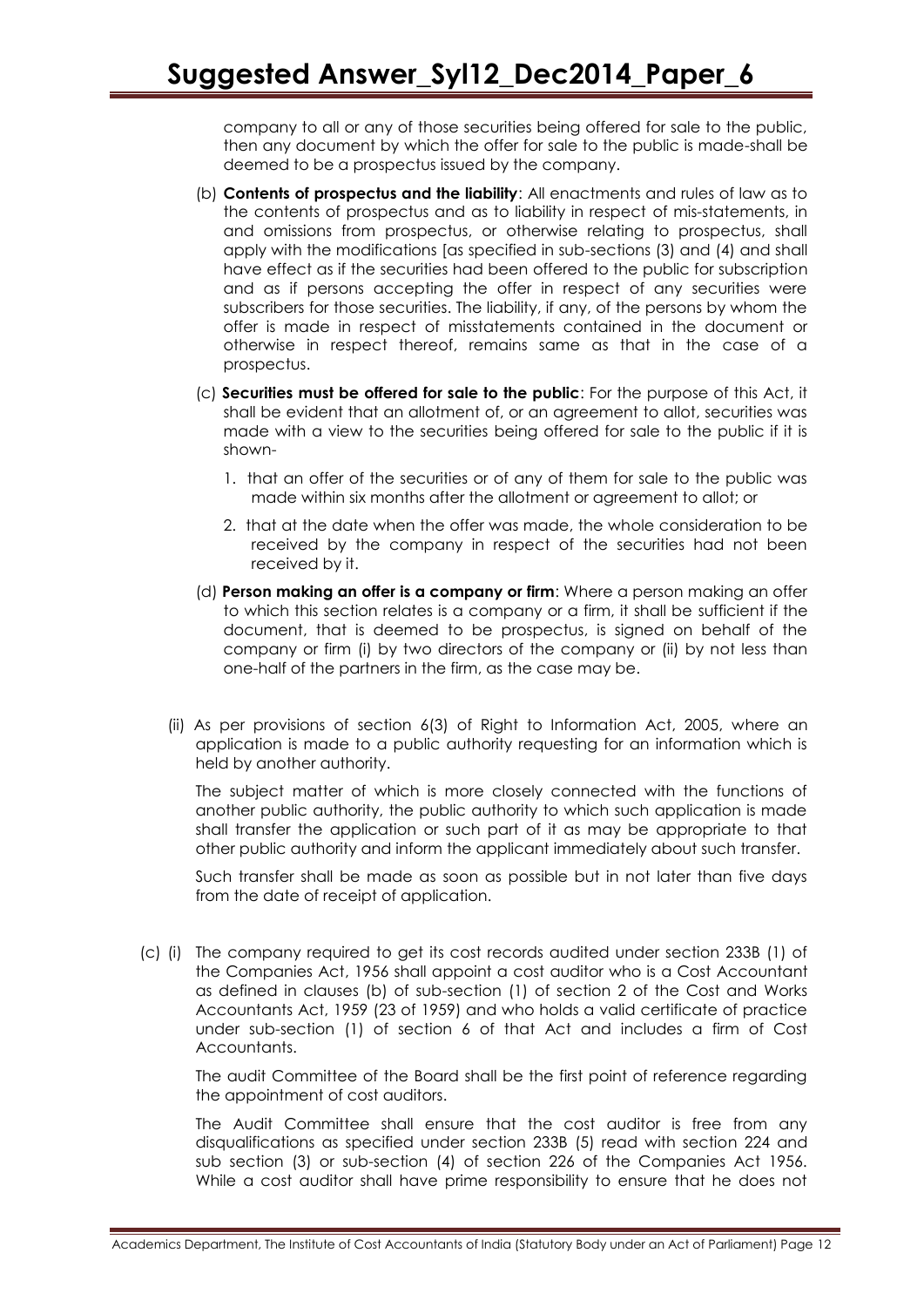company to all or any of those securities being offered for sale to the public, then any document by which the offer for sale to the public is made-shall be deemed to be a prospectus issued by the company.

(b) **Contents of prospectus and the liability**: All enactments and rules of law as to the contents of prospectus and as to liability in respect of mis-statements, in and omissions from prospectus, or otherwise relating to prospectus, shall apply with the modifications [as specified in sub-sections (3) and (4) and shall have effect as if the securities had been offered to the public for subscription and as if persons accepting the offer in respect of any securities were subscribers for those securities. The liability, if any, of the persons by whom the offer is made in respect of misstatements contained in the document or otherwise in respect thereof, remains same as that in the case of a prospectus.

(c) **Securities must be offered for sale to the public**: For the purpose of this Act, it shall be evident that an allotment of, or an agreement to allot, securities was made with a view to the securities being offered for sale to the public if it is shown-

1. that an offer of the securities or of any of them for sale to the public was made within six months after the allotment or agreement to allot; or
2. that at the date when the offer was made, the whole consideration to be received by the company in respect of the securities had not been received by it.

(d) **Person making an offer is a company or firm**: Where a person making an offer to which this section relates is a company or a firm, it shall be sufficient if the document, that is deemed to be prospectus, is signed on behalf of the company or firm (i) by two directors of the company or (ii) by not less than one-half of the partners in the firm, as the case may be.

(ii) As per provisions of section 6(3) of Right to Information Act, 2005, where an application is made to a public authority requesting for an information which is held by another authority.

The subject matter of which is more closely connected with the functions of another public authority, the public authority to which such application is made shall transfer the application or such part of it as may be appropriate to that other public authority and inform the applicant immediately about such transfer.

Such transfer shall be made as soon as possible but in not later than five days from the date of receipt of application.

(c) (i) The company required to get its cost records audited under section 233B (1) of the Companies Act, 1956 shall appoint a cost auditor who is a Cost Accountant as defined in clauses (b) of sub-section (1) of section 2 of the Cost and Works Accountants Act, 1959 (23 of 1959) and who holds a valid certificate of practice under sub-section (1) of section 6 of that Act and includes a firm of Cost Accountants.

The audit Committee of the Board shall be the first point of reference regarding the appointment of cost auditors.

The Audit Committee shall ensure that the cost auditor is free from any disqualifications as specified under section 233B (5) read with section 224 and sub section (3) or sub-section (4) of section 226 of the Companies Act 1956. While a cost auditor shall have prime responsibility to ensure that he does not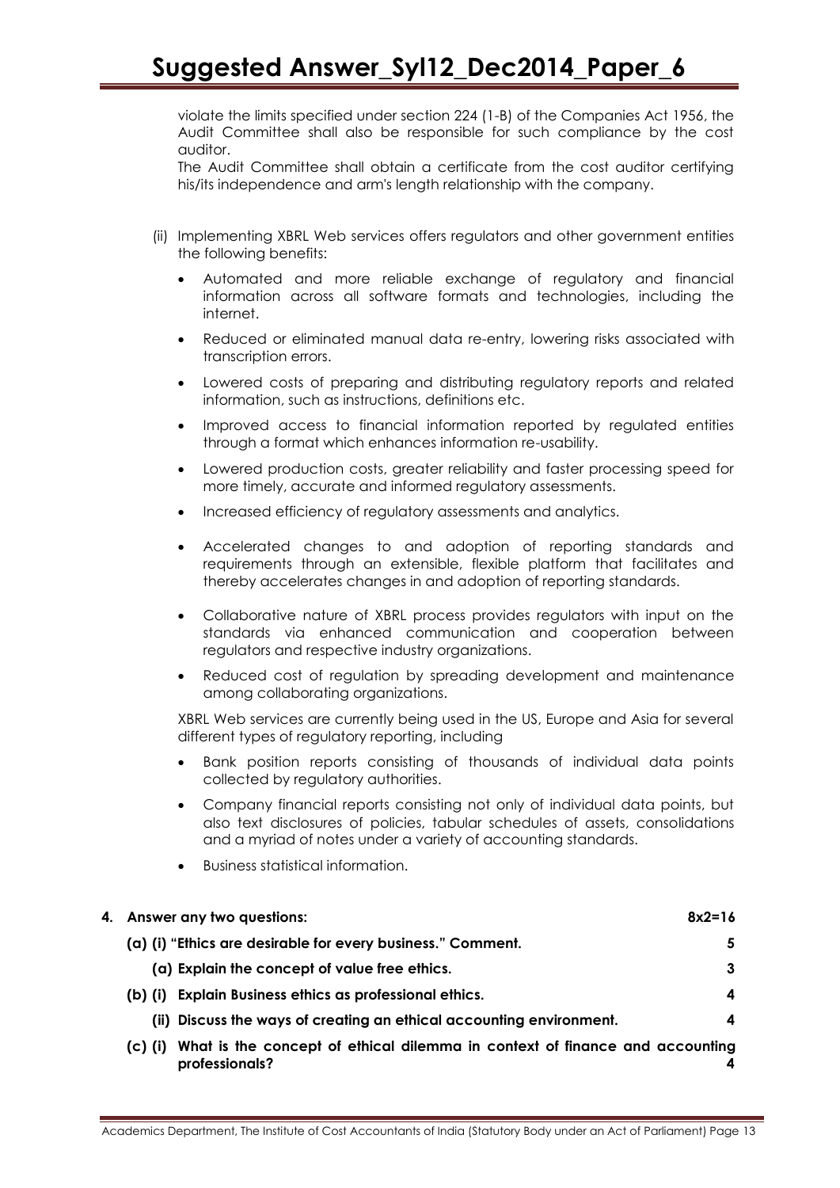violate the limits specified under section 224 (1-B) of the Companies Act 1956, the Audit Committee shall also be responsible for such compliance by the cost auditor.

The Audit Committee shall obtain a certificate from the cost auditor certifying his/its independence and arm's length relationship with the company.

(ii) Implementing XBRL Web services offers regulators and other government entities the following benefits:

- Automated and more reliable exchange of regulatory and financial information across all software formats and technologies, including the internet.
- Reduced or eliminated manual data re-entry, lowering risks associated with transcription errors.
- Lowered costs of preparing and distributing regulatory reports and related information, such as instructions, definitions etc.
- Improved access to financial information reported by regulated entities through a format which enhances information re-usability.
- Lowered production costs, greater reliability and faster processing speed for more timely, accurate and informed regulatory assessments.
- Increased efficiency of regulatory assessments and analytics.
- Accelerated changes to and adoption of reporting standards and requirements through an extensible, flexible platform that facilitates and thereby accelerates changes in and adoption of reporting standards.
- Collaborative nature of XBRL process provides regulators with input on the standards via enhanced communication and cooperation between regulators and respective industry organizations.
- Reduced cost of regulation by spreading development and maintenance among collaborating organizations.

XBRL Web services are currently being used in the US, Europe and Asia for several different types of regulatory reporting, including

- Bank position reports consisting of thousands of individual data points collected by regulatory authorities.
- Company financial reports consisting not only of individual data points, but also text disclosures of policies, tabular schedules of assets, consolidations and a myriad of notes under a variety of accounting standards.
- Business statistical information.

**4. Answer any two questions: 8x2=16**

**(a) (i) "Ethics are desirable for every business." Comment. 5**

**(a) Explain the concept of value free ethics. 3**

**(b) (i) Explain Business ethics as professional ethics. 4**

**(ii) Discuss the ways of creating an ethical accounting environment. 4**

**(c) (i) What is the concept of ethical dilemma in context of finance and accounting professionals? 4**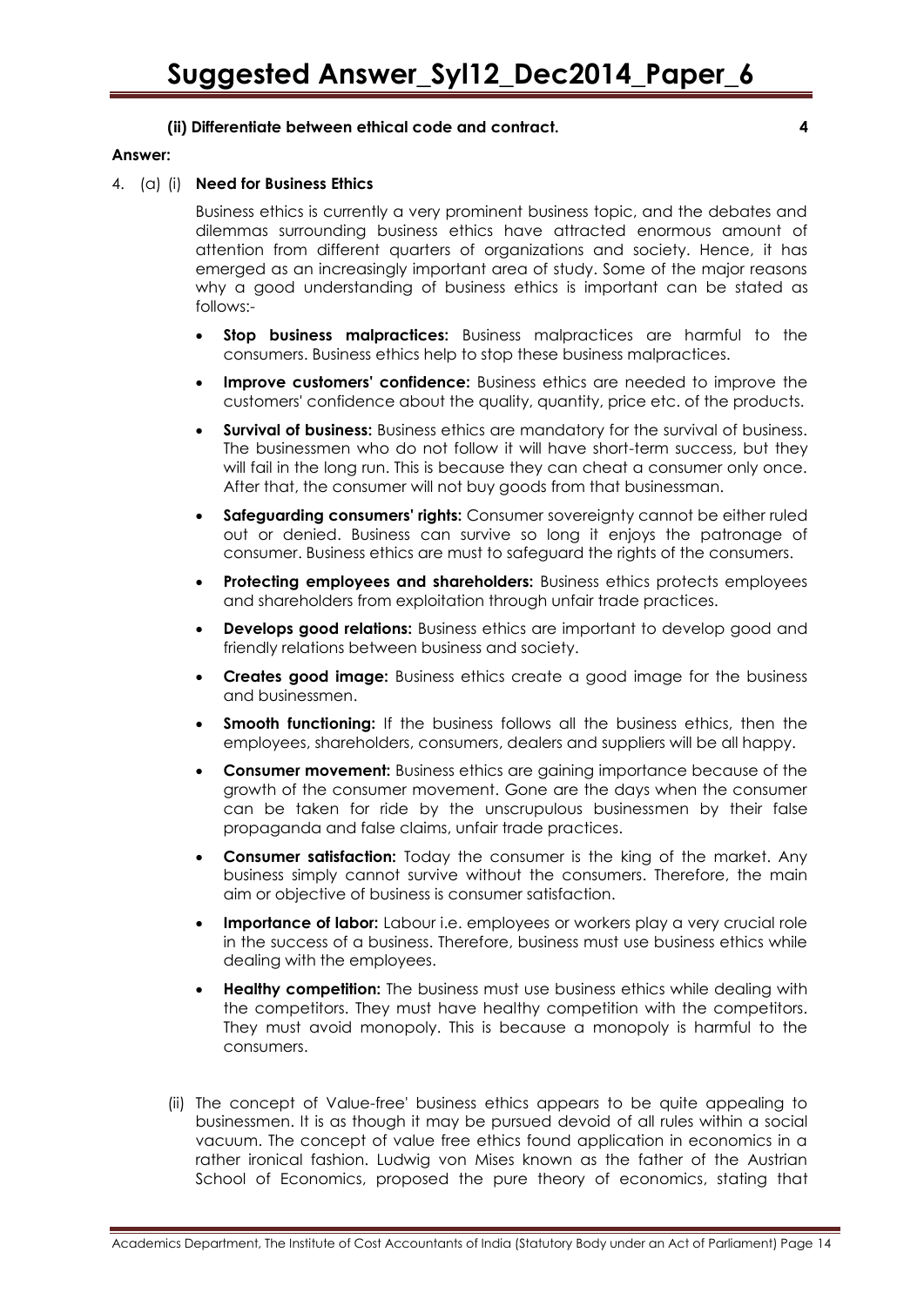**(ii) Differentiate between ethical code and contract.** **4**

**Answer:**

4. (a) (i) **Need for Business Ethics**

Business ethics is currently a very prominent business topic, and the debates and dilemmas surrounding business ethics have attracted enormous amount of attention from different quarters of organizations and society. Hence, it has emerged as an increasingly important area of study. Some of the major reasons why a good understanding of business ethics is important can be stated as follows:-

- **Stop business malpractices:** Business malpractices are harmful to the consumers. Business ethics help to stop these business malpractices.
- **Improve customers' confidence:** Business ethics are needed to improve the customers' confidence about the quality, quantity, price etc. of the products.
- **Survival of business:** Business ethics are mandatory for the survival of business. The businessmen who do not follow it will have short-term success, but they will fail in the long run. This is because they can cheat a consumer only once. After that, the consumer will not buy goods from that businessman.
- **Safeguarding consumers' rights:** Consumer sovereignty cannot be either ruled out or denied. Business can survive so long it enjoys the patronage of consumer. Business ethics are must to safeguard the rights of the consumers.
- **Protecting employees and shareholders:** Business ethics protects employees and shareholders from exploitation through unfair trade practices.
- **Develops good relations:** Business ethics are important to develop good and friendly relations between business and society.
- **Creates good image:** Business ethics create a good image for the business and businessmen.
- **Smooth functioning:** If the business follows all the business ethics, then the employees, shareholders, consumers, dealers and suppliers will be all happy.
- **Consumer movement:** Business ethics are gaining importance because of the growth of the consumer movement. Gone are the days when the consumer can be taken for ride by the unscrupulous businessmen by their false propaganda and false claims, unfair trade practices.
- **Consumer satisfaction:** Today the consumer is the king of the market. Any business simply cannot survive without the consumers. Therefore, the main aim or objective of business is consumer satisfaction.
- **Importance of labor:** Labour i.e. employees or workers play a very crucial role in the success of a business. Therefore, business must use business ethics while dealing with the employees.
- **Healthy competition:** The business must use business ethics while dealing with the competitors. They must have healthy competition with the competitors. They must avoid monopoly. This is because a monopoly is harmful to the consumers.

(ii) The concept of Value-free' business ethics appears to be quite appealing to businessmen. It is as though it may be pursued devoid of all rules within a social vacuum. The concept of value free ethics found application in economics in a rather ironical fashion. Ludwig von Mises known as the father of the Austrian School of Economics, proposed the pure theory of economics, stating that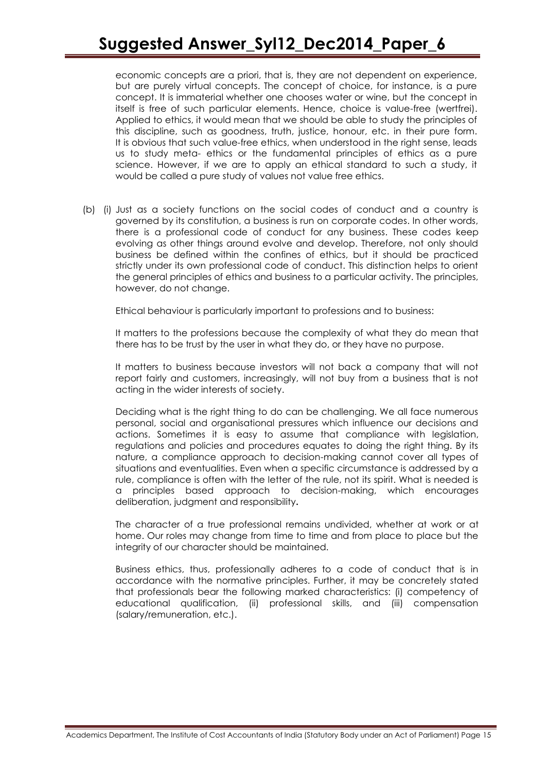economic concepts are a priori, that is, they are not dependent on experience, but are purely virtual concepts. The concept of choice, for instance, is a pure concept. It is immaterial whether one chooses water or wine, but the concept in itself is free of such particular elements. Hence, choice is value-free (wertfrei). Applied to ethics, it would mean that we should be able to study the principles of this discipline, such as goodness, truth, justice, honour, etc. in their pure form. It is obvious that such value-free ethics, when understood in the right sense, leads us to study meta- ethics or the fundamental principles of ethics as a pure science. However, if we are to apply an ethical standard to such a study, it would be called a pure study of values not value free ethics.

(b) (i) Just as a society functions on the social codes of conduct and a country is governed by its constitution, a business is run on corporate codes. In other words, there is a professional code of conduct for any business. These codes keep evolving as other things around evolve and develop. Therefore, not only should business be defined within the confines of ethics, but it should be practiced strictly under its own professional code of conduct. This distinction helps to orient the general principles of ethics and business to a particular activity. The principles, however, do not change.

Ethical behaviour is particularly important to professions and to business:

It matters to the professions because the complexity of what they do mean that there has to be trust by the user in what they do, or they have no purpose.

It matters to business because investors will not back a company that will not report fairly and customers, increasingly, will not buy from a business that is not acting in the wider interests of society.

Deciding what is the right thing to do can be challenging. We all face numerous personal, social and organisational pressures which influence our decisions and actions. Sometimes it is easy to assume that compliance with legislation, regulations and policies and procedures equates to doing the right thing. By its nature, a compliance approach to decision-making cannot cover all types of situations and eventualities. Even when a specific circumstance is addressed by a rule, compliance is often with the letter of the rule, not its spirit. What is needed is a principles based approach to decision-making, which encourages deliberation, judgment and responsibility**.**

The character of a true professional remains undivided, whether at work or at home. Our roles may change from time to time and from place to place but the integrity of our character should be maintained.

Business ethics, thus, professionally adheres to a code of conduct that is in accordance with the normative principles. Further, it may be concretely stated that professionals bear the following marked characteristics: (i) competency of educational qualification, (ii) professional skills, and (iii) compensation (salary/remuneration, etc.).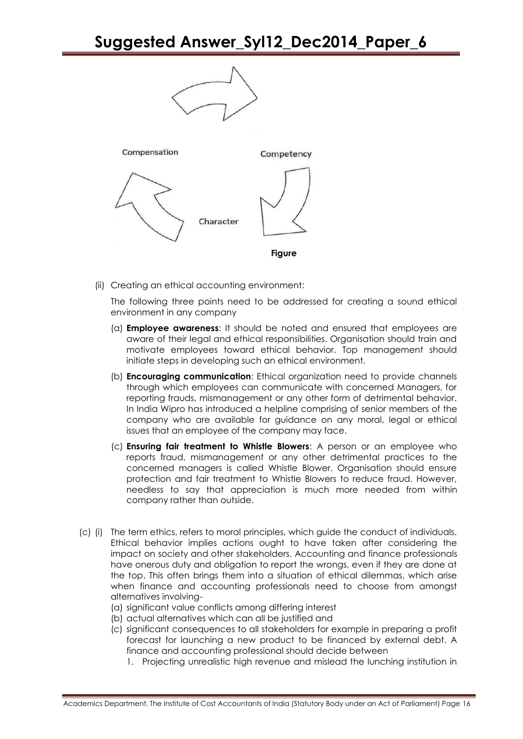Compensation

Competency

Character

**Figure**

(ii) Creating an ethical accounting environment:

The following three points need to be addressed for creating a sound ethical environment in any company

(a) **Employee awareness**: It should be noted and ensured that employees are aware of their legal and ethical responsibilities. Organisation should train and motivate employees toward ethical behavior. Top management should initiate steps in developing such an ethical environment.

(b) **Encouraging communication**: Ethical organization need to provide channels through which employees can communicate with concerned Managers, for reporting frauds, mismanagement or any other form of detrimental behavior. In India Wipro has introduced a helpline comprising of senior members of the company who are available for guidance on any moral, legal or ethical issues that an employee of the company may face.

(c) **Ensuring fair treatment to Whistle Blowers**: A person or an employee who reports fraud, mismanagement or any other detrimental practices to the concerned managers is called Whistle Blower. Organisation should ensure protection and fair treatment to Whistle Blowers to reduce fraud. However, needless to say that appreciation is much more needed from within company rather than outside.

(c) (i) The term ethics, refers to moral principles, which guide the conduct of individuals. Ethical behavior implies actions ought to have taken after considering the impact on society and other stakeholders. Accounting and finance professionals have onerous duty and obligation to report the wrongs, even if they are done at the top. This often brings them into a situation of ethical dilemmas, which arise when finance and accounting professionals need to choose from amongst alternatives involving-

(a) significant value conflicts among differing interest

(b) actual alternatives which can all be justified and

(c) significant consequences to all stakeholders for example in preparing a profit forecast for launching a new product to be financed by external debt. A finance and accounting professional should decide between

1. Projecting unrealistic high revenue and mislead the lunching institution in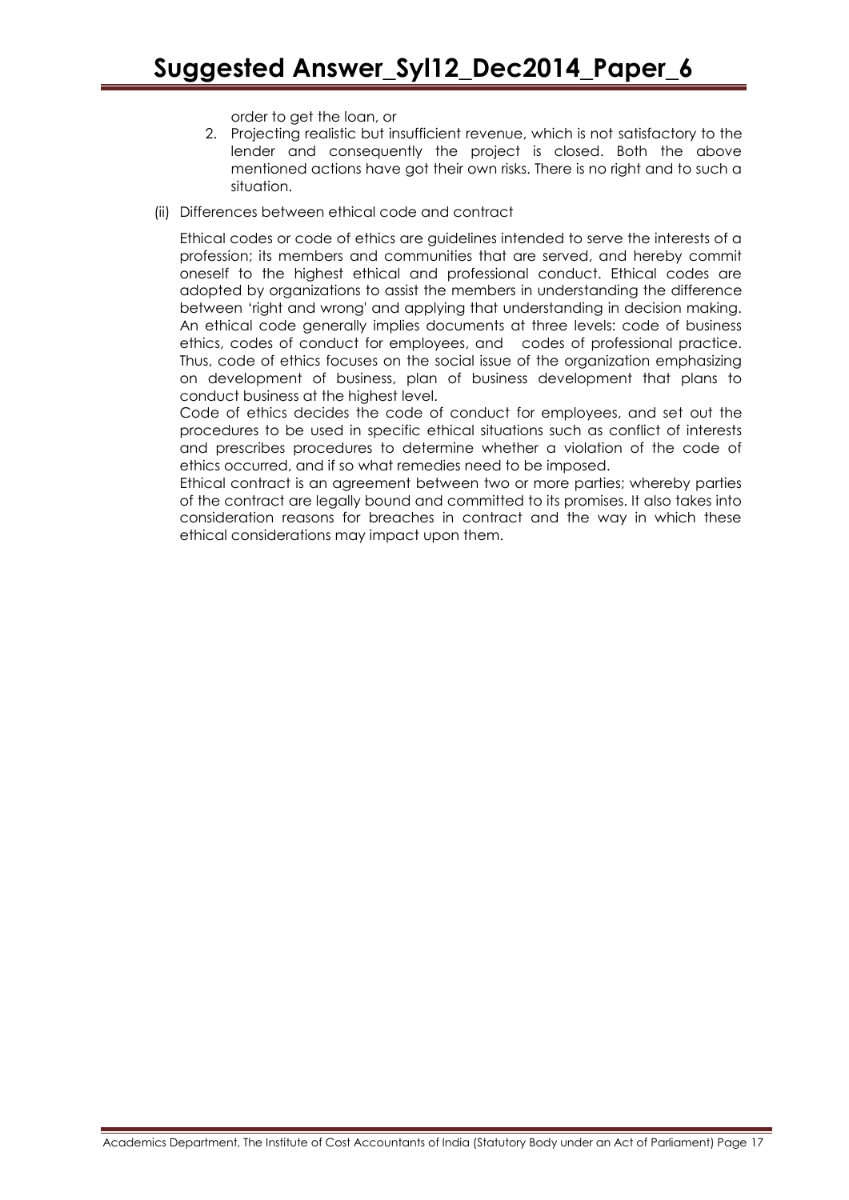order to get the loan, or

2. Projecting realistic but insufficient revenue, which is not satisfactory to the lender and consequently the project is closed. Both the above mentioned actions have got their own risks. There is no right and to such a situation.

(ii) Differences between ethical code and contract

Ethical codes or code of ethics are guidelines intended to serve the interests of a profession; its members and communities that are served, and hereby commit oneself to the highest ethical and professional conduct. Ethical codes are adopted by organizations to assist the members in understanding the difference between 'right and wrong' and applying that understanding in decision making. An ethical code generally implies documents at three levels: code of business ethics, codes of conduct for employees, and codes of professional practice. Thus, code of ethics focuses on the social issue of the organization emphasizing on development of business, plan of business development that plans to conduct business at the highest level.

Code of ethics decides the code of conduct for employees, and set out the procedures to be used in specific ethical situations such as conflict of interests and prescribes procedures to determine whether a violation of the code of ethics occurred, and if so what remedies need to be imposed.

Ethical contract is an agreement between two or more parties; whereby parties of the contract are legally bound and committed to its promises. It also takes into consideration reasons for breaches in contract and the way in which these ethical considerations may impact upon them.